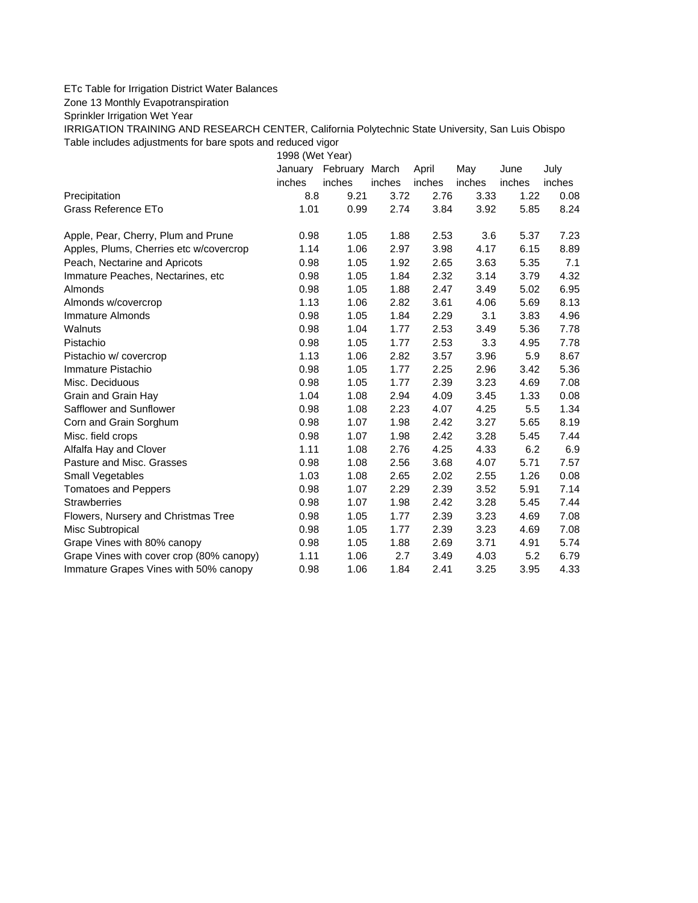ETc Table for Irrigation District Water Balances

Zone 13 Monthly Evapotranspiration

Sprinkler Irrigation Wet Year

IRRIGATION TRAINING AND RESEARCH CENTER, California Polytechnic State University, San Luis Obispo

Table includes adjustments for bare spots and reduced vigor

| | 1998 (Wet Year) | | | | | | |
|---|---|---|---|---|---|---|---|
| | January | February | March | April | May | June | July |
| | inches | inches | inches | inches | inches | inches | inches |
| Precipitation | 8.8 | 9.21 | 3.72 | 2.76 | 3.33 | 1.22 | 0.08 |
| Grass Reference ETo | 1.01 | 0.99 | 2.74 | 3.84 | 3.92 | 5.85 | 8.24 |
| | | | | | | | |
| Apple, Pear, Cherry, Plum and Prune | 0.98 | 1.05 | 1.88 | 2.53 | 3.6 | 5.37 | 7.23 |
| Apples, Plums, Cherries etc w/covercrop | 1.14 | 1.06 | 2.97 | 3.98 | 4.17 | 6.15 | 8.89 |
| Peach, Nectarine and Apricots | 0.98 | 1.05 | 1.92 | 2.65 | 3.63 | 5.35 | 7.1 |
| Immature Peaches, Nectarines, etc | 0.98 | 1.05 | 1.84 | 2.32 | 3.14 | 3.79 | 4.32 |
| Almonds | 0.98 | 1.05 | 1.88 | 2.47 | 3.49 | 5.02 | 6.95 |
| Almonds w/covercrop | 1.13 | 1.06 | 2.82 | 3.61 | 4.06 | 5.69 | 8.13 |
| Immature Almonds | 0.98 | 1.05 | 1.84 | 2.29 | 3.1 | 3.83 | 4.96 |
| Walnuts | 0.98 | 1.04 | 1.77 | 2.53 | 3.49 | 5.36 | 7.78 |
| Pistachio | 0.98 | 1.05 | 1.77 | 2.53 | 3.3 | 4.95 | 7.78 |
| Pistachio w/ covercrop | 1.13 | 1.06 | 2.82 | 3.57 | 3.96 | 5.9 | 8.67 |
| Immature Pistachio | 0.98 | 1.05 | 1.77 | 2.25 | 2.96 | 3.42 | 5.36 |
| Misc. Deciduous | 0.98 | 1.05 | 1.77 | 2.39 | 3.23 | 4.69 | 7.08 |
| Grain and Grain Hay | 1.04 | 1.08 | 2.94 | 4.09 | 3.45 | 1.33 | 0.08 |
| Safflower and Sunflower | 0.98 | 1.08 | 2.23 | 4.07 | 4.25 | 5.5 | 1.34 |
| Corn and Grain Sorghum | 0.98 | 1.07 | 1.98 | 2.42 | 3.27 | 5.65 | 8.19 |
| Misc. field crops | 0.98 | 1.07 | 1.98 | 2.42 | 3.28 | 5.45 | 7.44 |
| Alfalfa Hay and Clover | 1.11 | 1.08 | 2.76 | 4.25 | 4.33 | 6.2 | 6.9 |
| Pasture and Misc. Grasses | 0.98 | 1.08 | 2.56 | 3.68 | 4.07 | 5.71 | 7.57 |
| Small Vegetables | 1.03 | 1.08 | 2.65 | 2.02 | 2.55 | 1.26 | 0.08 |
| Tomatoes and Peppers | 0.98 | 1.07 | 2.29 | 2.39 | 3.52 | 5.91 | 7.14 |
| Strawberries | 0.98 | 1.07 | 1.98 | 2.42 | 3.28 | 5.45 | 7.44 |
| Flowers, Nursery and Christmas Tree | 0.98 | 1.05 | 1.77 | 2.39 | 3.23 | 4.69 | 7.08 |
| Misc Subtropical | 0.98 | 1.05 | 1.77 | 2.39 | 3.23 | 4.69 | 7.08 |
| Grape Vines with 80% canopy | 0.98 | 1.05 | 1.88 | 2.69 | 3.71 | 4.91 | 5.74 |
| Grape Vines with cover crop (80% canopy) | 1.11 | 1.06 | 2.7 | 3.49 | 4.03 | 5.2 | 6.79 |
| Immature Grapes Vines with 50% canopy | 0.98 | 1.06 | 1.84 | 2.41 | 3.25 | 3.95 | 4.33 |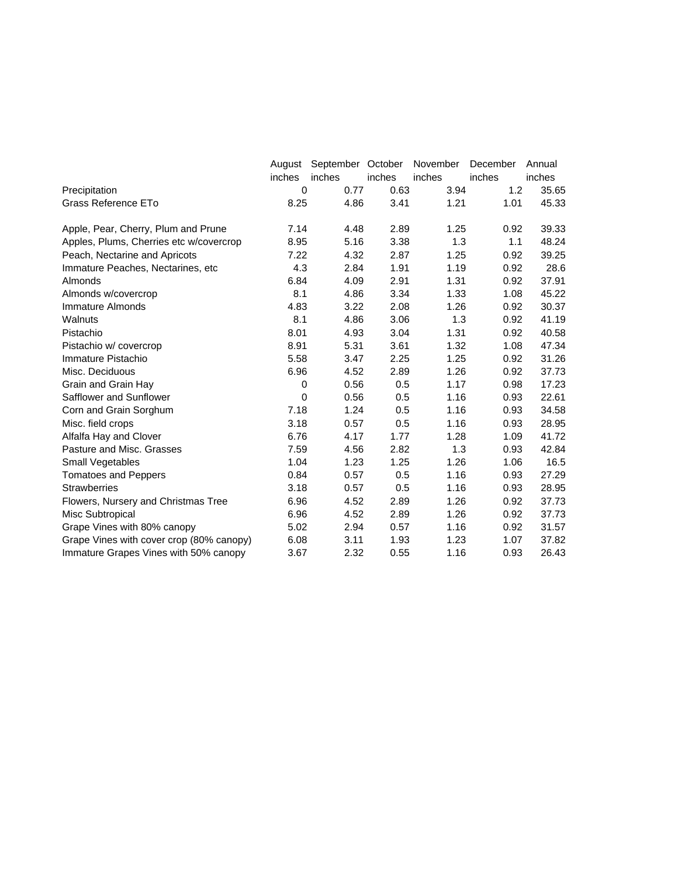| | August inches | September inches | October inches | November inches | December inches | Annual inches |
|---|---|---|---|---|---|---|
| Precipitation | 0 | 0.77 | 0.63 | 3.94 | 1.2 | 35.65 |
| Grass Reference ETo | 8.25 | 4.86 | 3.41 | 1.21 | 1.01 | 45.33 |
| | | | | | | |
| Apple, Pear, Cherry, Plum and Prune | 7.14 | 4.48 | 2.89 | 1.25 | 0.92 | 39.33 |
| Apples, Plums, Cherries etc w/covercrop | 8.95 | 5.16 | 3.38 | 1.3 | 1.1 | 48.24 |
| Peach, Nectarine and Apricots | 7.22 | 4.32 | 2.87 | 1.25 | 0.92 | 39.25 |
| Immature Peaches, Nectarines, etc | 4.3 | 2.84 | 1.91 | 1.19 | 0.92 | 28.6 |
| Almonds | 6.84 | 4.09 | 2.91 | 1.31 | 0.92 | 37.91 |
| Almonds w/covercrop | 8.1 | 4.86 | 3.34 | 1.33 | 1.08 | 45.22 |
| Immature Almonds | 4.83 | 3.22 | 2.08 | 1.26 | 0.92 | 30.37 |
| Walnuts | 8.1 | 4.86 | 3.06 | 1.3 | 0.92 | 41.19 |
| Pistachio | 8.01 | 4.93 | 3.04 | 1.31 | 0.92 | 40.58 |
| Pistachio w/ covercrop | 8.91 | 5.31 | 3.61 | 1.32 | 1.08 | 47.34 |
| Immature Pistachio | 5.58 | 3.47 | 2.25 | 1.25 | 0.92 | 31.26 |
| Misc. Deciduous | 6.96 | 4.52 | 2.89 | 1.26 | 0.92 | 37.73 |
| Grain and Grain Hay | 0 | 0.56 | 0.5 | 1.17 | 0.98 | 17.23 |
| Safflower and Sunflower | 0 | 0.56 | 0.5 | 1.16 | 0.93 | 22.61 |
| Corn and Grain Sorghum | 7.18 | 1.24 | 0.5 | 1.16 | 0.93 | 34.58 |
| Misc. field crops | 3.18 | 0.57 | 0.5 | 1.16 | 0.93 | 28.95 |
| Alfalfa Hay and Clover | 6.76 | 4.17 | 1.77 | 1.28 | 1.09 | 41.72 |
| Pasture and Misc. Grasses | 7.59 | 4.56 | 2.82 | 1.3 | 0.93 | 42.84 |
| Small Vegetables | 1.04 | 1.23 | 1.25 | 1.26 | 1.06 | 16.5 |
| Tomatoes and Peppers | 0.84 | 0.57 | 0.5 | 1.16 | 0.93 | 27.29 |
| Strawberries | 3.18 | 0.57 | 0.5 | 1.16 | 0.93 | 28.95 |
| Flowers, Nursery and Christmas Tree | 6.96 | 4.52 | 2.89 | 1.26 | 0.92 | 37.73 |
| Misc Subtropical | 6.96 | 4.52 | 2.89 | 1.26 | 0.92 | 37.73 |
| Grape Vines with 80% canopy | 5.02 | 2.94 | 0.57 | 1.16 | 0.92 | 31.57 |
| Grape Vines with cover crop (80% canopy) | 6.08 | 3.11 | 1.93 | 1.23 | 1.07 | 37.82 |
| Immature Grapes Vines with 50% canopy | 3.67 | 2.32 | 0.55 | 1.16 | 0.93 | 26.43 |